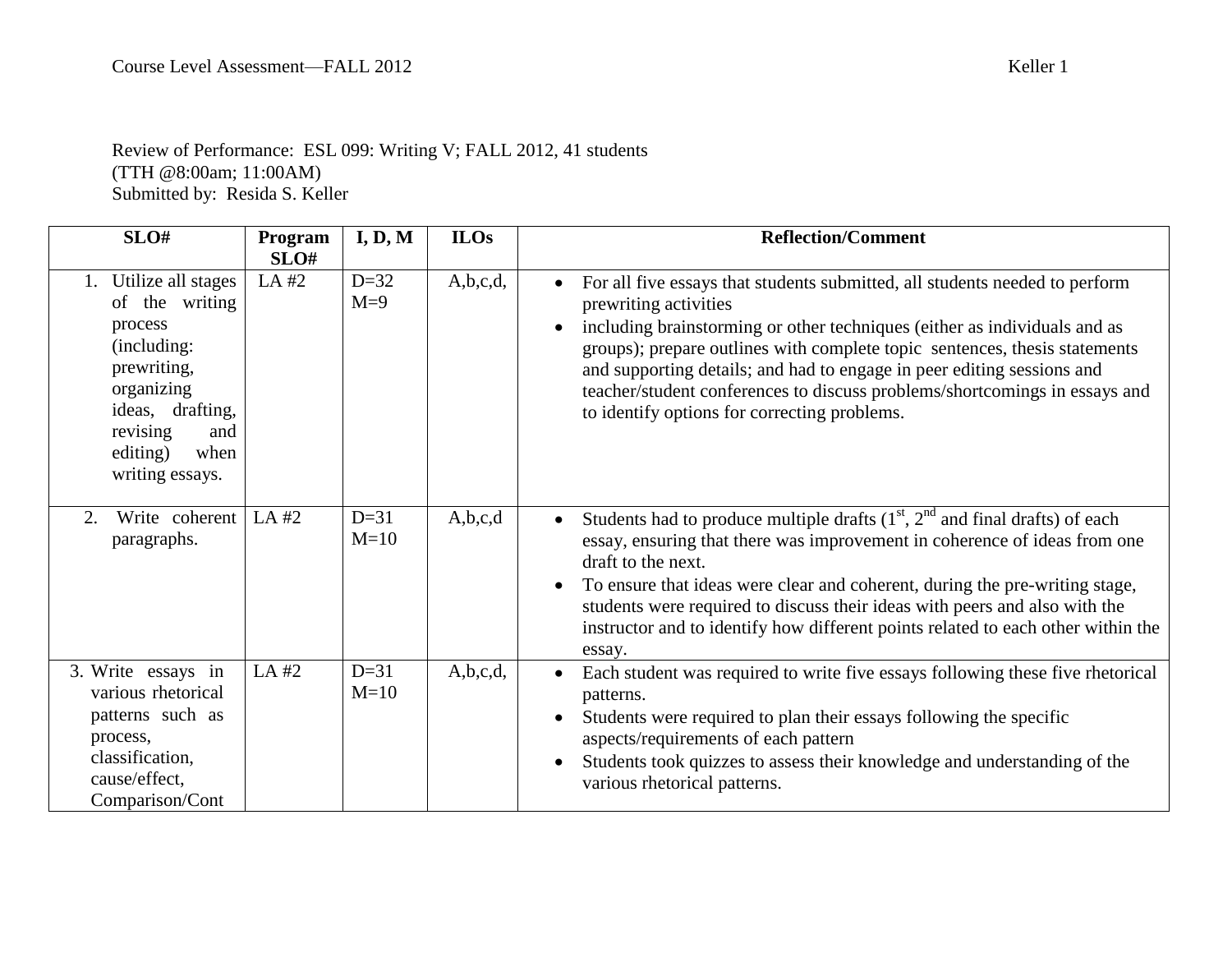Course Level Assessment—FALL 2012

Review of Performance: ESL 099: Writing V; FALL 2012, 41 students
(TTH @8:00am; 11:00AM)
Submitted by: Resida S. Keller

| SLO# | Program SLO# | I, D, M | ILOs | Reflection/Comment |
|---|---|---|---|---|
| 1. Utilize all stages of the writing process (including: prewriting, organizing ideas, drafting, revising and editing) when writing essays. | LA #2 | D=32<br>M=9 | A,b,c,d, | • For all five essays that students submitted, all students needed to perform prewriting activities<br>• including brainstorming or other techniques (either as individuals and as groups); prepare outlines with complete topic sentences, thesis statements and supporting details; and had to engage in peer editing sessions and teacher/student conferences to discuss problems/shortcomings in essays and to identify options for correcting problems. |
| 2. Write coherent paragraphs. | LA #2 | D=31<br>M=10 | A,b,c,d | • Students had to produce multiple drafts (1st, 2nd and final drafts) of each essay, ensuring that there was improvement in coherence of ideas from one draft to the next.<br>• To ensure that ideas were clear and coherent, during the pre-writing stage, students were required to discuss their ideas with peers and also with the instructor and to identify how different points related to each other within the essay. |
| 3. Write essays in various rhetorical patterns such as process, classification, cause/effect, Comparison/Cont | LA #2 | D=31<br>M=10 | A,b,c,d, | • Each student was required to write five essays following these five rhetorical patterns.<br>• Students were required to plan their essays following the specific aspects/requirements of each pattern<br>• Students took quizzes to assess their knowledge and understanding of the various rhetorical patterns. |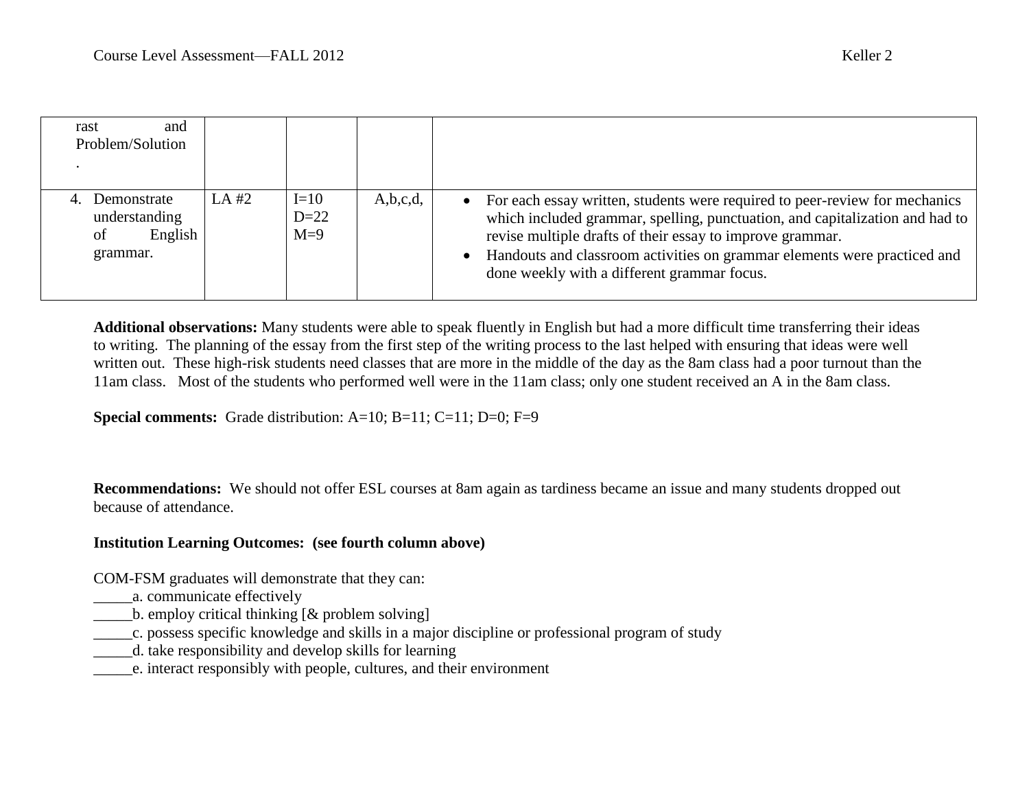| | | | | |
|---|---|---|---|---|
| rast and Problem/Solution. | | | | |
| 4. Demonstrate understanding of English grammar. | LA #2 | I=10<br>D=22<br>M=9 | A,b,c,d, | • For each essay written, students were required to peer-review for mechanics which included grammar, spelling, punctuation, and capitalization and had to revise multiple drafts of their essay to improve grammar.<br>• Handouts and classroom activities on grammar elements were practiced and done weekly with a different grammar focus. |

**Additional observations:** Many students were able to speak fluently in English but had a more difficult time transferring their ideas to writing. The planning of the essay from the first step of the writing process to the last helped with ensuring that ideas were well written out. These high-risk students need classes that are more in the middle of the day as the 8am class had a poor turnout than the 11am class. Most of the students who performed well were in the 11am class; only one student received an A in the 8am class.

**Special comments:** Grade distribution: A=10; B=11; C=11; D=0; F=9

**Recommendations:** We should not offer ESL courses at 8am again as tardiness became an issue and many students dropped out because of attendance.

**Institution Learning Outcomes: (see fourth column above)**

COM-FSM graduates will demonstrate that they can:

_____a. communicate effectively
_____b. employ critical thinking [& problem solving]
_____c. possess specific knowledge and skills in a major discipline or professional program of study
_____d. take responsibility and develop skills for learning
_____e. interact responsibly with people, cultures, and their environment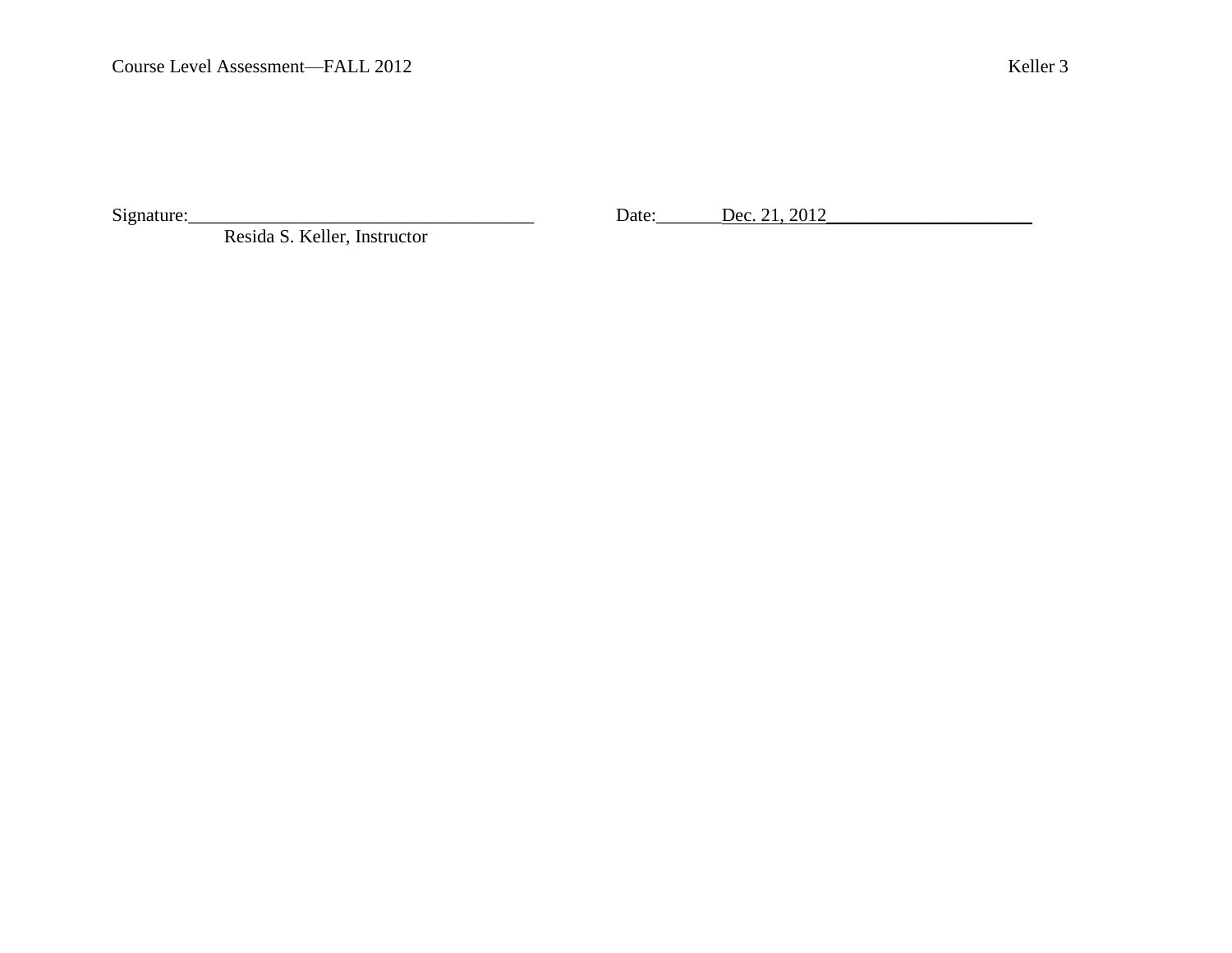Signature:______________________________________ Date:_______Dec. 21, 2012______________________

Resida S. Keller, Instructor